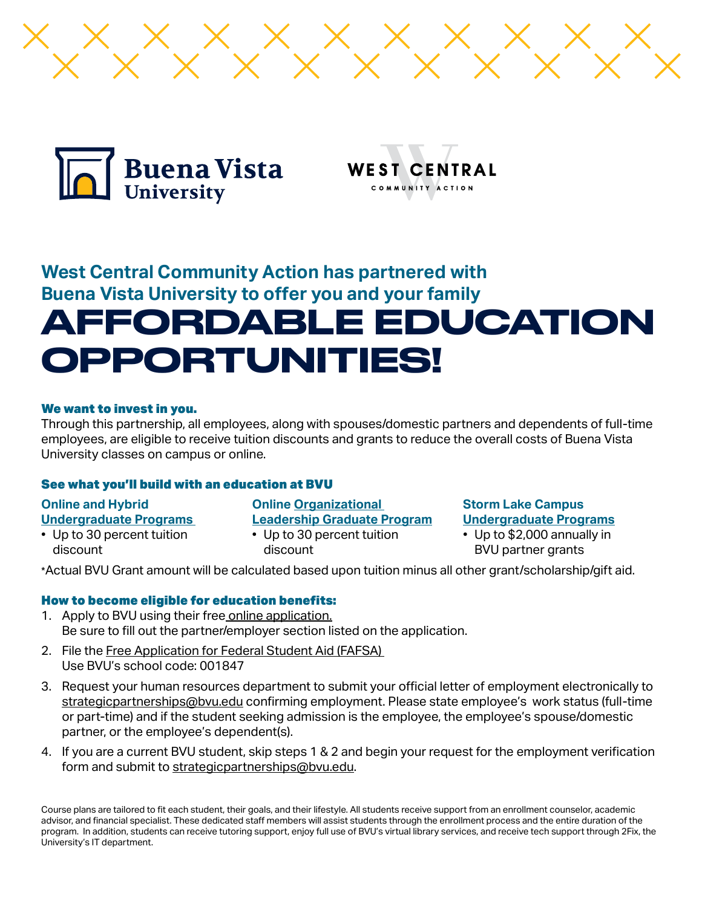Buena Vista University

WEST CENTRAL COMMUNITY ACTION

## West Central Community Action has partnered with Buena Vista University to offer you and your family

# AFFORDABLE EDUCATION OPPORTUNITIES!

### We want to invest in you.

Through this partnership, all employees, along with spouses/domestic partners and dependents of full-time employees, are eligible to receive tuition discounts and grants to reduce the overall costs of Buena Vista University classes on campus or online.

### See what you'll build with an education at BVU

**Online and Hybrid Undergraduate Programs**

- Up to 30 percent tuition discount

**Online Organizational Leadership Graduate Program**

- Up to 30 percent tuition discount

**Storm Lake Campus Undergraduate Programs**

- Up to $2,000 annually in BVU partner grants

*Actual BVU Grant amount will be calculated based upon tuition minus all other grant/scholarship/gift aid.

### How to become eligible for education benefits:

1. Apply to BVU using their free online application.
   Be sure to fill out the partner/employer section listed on the application.
2. File the Free Application for Federal Student Aid (FAFSA)
   Use BVU's school code: 001847
3. Request your human resources department to submit your official letter of employment electronically to strategicpartnerships@bvu.edu confirming employment. Please state employee's work status (full-time or part-time) and if the student seeking admission is the employee, the employee's spouse/domestic partner, or the employee's dependent(s).
4. If you are a current BVU student, skip steps 1 & 2 and begin your request for the employment verification form and submit to strategicpartnerships@bvu.edu.

Course plans are tailored to fit each student, their goals, and their lifestyle. All students receive support from an enrollment counselor, academic advisor, and financial specialist. These dedicated staff members will assist students through the enrollment process and the entire duration of the program. In addition, students can receive tutoring support, enjoy full use of BVU's virtual library services, and receive tech support through 2Fix, the University's IT department.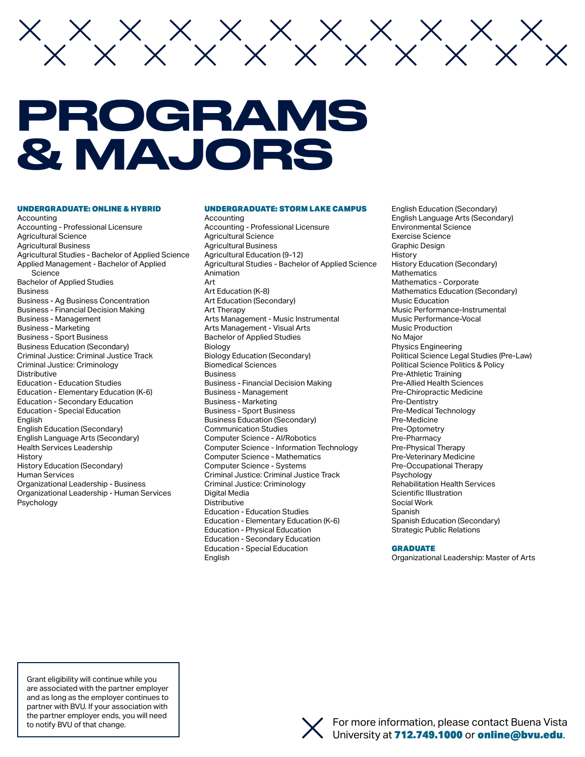# PROGRAMS & MAJORS

### UNDERGRADUATE: ONLINE & HYBRID

Accounting
Accounting - Professional Licensure
Agricultural Science
Agricultural Business
Agricultural Studies - Bachelor of Applied Science
Applied Management - Bachelor of Applied Science
Bachelor of Applied Studies
Business
Business - Ag Business Concentration
Business - Financial Decision Making
Business - Management
Business - Marketing
Business - Sport Business
Business Education (Secondary)
Criminal Justice: Criminal Justice Track
Criminal Justice: Criminology
Distributive
Education - Education Studies
Education - Elementary Education (K-6)
Education - Secondary Education
Education - Special Education
English
English Education (Secondary)
English Language Arts (Secondary)
Health Services Leadership
History
History Education (Secondary)
Human Services
Organizational Leadership - Business
Organizational Leadership - Human Services
Psychology

### UNDERGRADUATE: STORM LAKE CAMPUS

Accounting
Accounting - Professional Licensure
Agricultural Science
Agricultural Business
Agricultural Education (9-12)
Agricultural Studies - Bachelor of Applied Science
Animation
Art
Art Education (K-8)
Art Education (Secondary)
Art Therapy
Arts Management - Music Instrumental
Arts Management - Visual Arts
Bachelor of Applied Studies
Biology
Biology Education (Secondary)
Biomedical Sciences
Business
Business - Financial Decision Making
Business - Management
Business - Marketing
Business - Sport Business
Business Education (Secondary)
Communication Studies
Computer Science - AI/Robotics
Computer Science - Information Technology
Computer Science - Mathematics
Computer Science - Systems
Criminal Justice: Criminal Justice Track
Criminal Justice: Criminology
Digital Media
Distributive
Education - Education Studies
Education - Elementary Education (K-6)
Education - Physical Education
Education - Secondary Education
Education - Special Education
English
English Education (Secondary)
English Language Arts (Secondary)
Environmental Science
Exercise Science
Graphic Design
History
History Education (Secondary)
Mathematics
Mathematics - Corporate
Mathematics Education (Secondary)
Music Education
Music Performance-Instrumental
Music Performance-Vocal
Music Production
No Major
Physics Engineering
Political Science Legal Studies (Pre-Law)
Political Science Politics & Policy
Pre-Athletic Training
Pre-Allied Health Sciences
Pre-Chiropractic Medicine
Pre-Dentistry
Pre-Medical Technology
Pre-Medicine
Pre-Optometry
Pre-Pharmacy
Pre-Physical Therapy
Pre-Veterinary Medicine
Pre-Occupational Therapy
Psychology
Rehabilitation Health Services
Scientific Illustration
Social Work
Spanish
Spanish Education (Secondary)
Strategic Public Relations

### GRADUATE

Organizational Leadership: Master of Arts

---

Grant eligibility will continue while you are associated with the partner employer and as long as the employer continues to partner with BVU. If your association with the partner employer ends, you will need to notify BVU of that change.

For more information, please contact Buena Vista University at **712.749.1000** or **online@bvu.edu**.